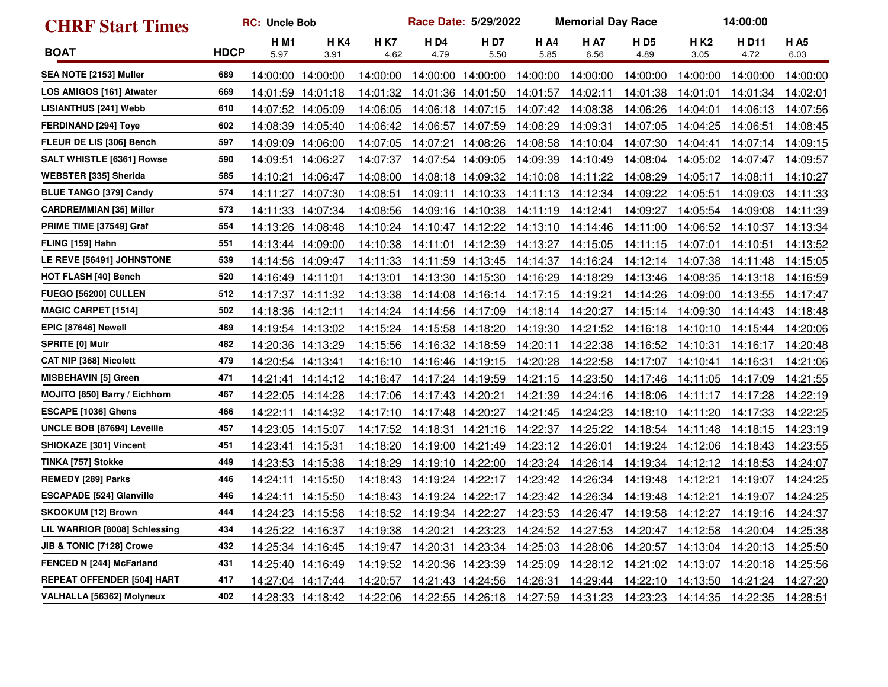# CHRF Start Times

**RC: Uncle Bob** | **Race Date: 5/29/2022** | **Memorial Day Race** | **14:00:00**

| BOAT | HDCP | H M1 5.97 | H K4 3.91 | H K7 4.62 | H D4 4.79 | H D7 5.50 | H A4 5.85 | H A7 6.56 | H D5 4.89 | H K2 3.05 | H D11 4.72 | H A5 6.03 |
|---|---|---|---|---|---|---|---|---|---|---|---|---|
| SEA NOTE [2153] Muller | 689 | 14:00:00 | 14:00:00 | 14:00:00 | 14:00:00 | 14:00:00 | 14:00:00 | 14:00:00 | 14:00:00 | 14:00:00 | 14:00:00 | 14:00:00 |
| LOS AMIGOS [161] Atwater | 669 | 14:01:59 | 14:01:18 | 14:01:32 | 14:01:36 | 14:01:50 | 14:01:57 | 14:02:11 | 14:01:38 | 14:01:01 | 14:01:34 | 14:02:01 |
| LISIANTHUS [241] Webb | 610 | 14:07:52 | 14:05:09 | 14:06:05 | 14:06:18 | 14:07:15 | 14:07:42 | 14:08:38 | 14:06:26 | 14:04:01 | 14:06:13 | 14:07:56 |
| FERDINAND [294] Toye | 602 | 14:08:39 | 14:05:40 | 14:06:42 | 14:06:57 | 14:07:59 | 14:08:29 | 14:09:31 | 14:07:05 | 14:04:25 | 14:06:51 | 14:08:45 |
| FLEUR DE LIS [306] Bench | 597 | 14:09:09 | 14:06:00 | 14:07:05 | 14:07:21 | 14:08:26 | 14:08:58 | 14:10:04 | 14:07:30 | 14:04:41 | 14:07:14 | 14:09:15 |
| SALT WHISTLE [6361] Rowse | 590 | 14:09:51 | 14:06:27 | 14:07:37 | 14:07:54 | 14:09:05 | 14:09:39 | 14:10:49 | 14:08:04 | 14:05:02 | 14:07:47 | 14:09:57 |
| WEBSTER [335] Sherida | 585 | 14:10:21 | 14:06:47 | 14:08:00 | 14:08:18 | 14:09:32 | 14:10:08 | 14:11:22 | 14:08:29 | 14:05:17 | 14:08:11 | 14:10:27 |
| BLUE TANGO [379] Candy | 574 | 14:11:27 | 14:07:30 | 14:08:51 | 14:09:11 | 14:10:33 | 14:11:13 | 14:12:34 | 14:09:22 | 14:05:51 | 14:09:03 | 14:11:33 |
| CARDREMMIAN [35] Miller | 573 | 14:11:33 | 14:07:34 | 14:08:56 | 14:09:16 | 14:10:38 | 14:11:19 | 14:12:41 | 14:09:27 | 14:05:54 | 14:09:08 | 14:11:39 |
| PRIME TIME [37549] Graf | 554 | 14:13:26 | 14:08:48 | 14:10:24 | 14:10:47 | 14:12:22 | 14:13:10 | 14:14:46 | 14:11:00 | 14:06:52 | 14:10:37 | 14:13:34 |
| FLING [159] Hahn | 551 | 14:13:44 | 14:09:00 | 14:10:38 | 14:11:01 | 14:12:39 | 14:13:27 | 14:15:05 | 14:11:15 | 14:07:01 | 14:10:51 | 14:13:52 |
| LE REVE [56491] JOHNSTONE | 539 | 14:14:56 | 14:09:47 | 14:11:33 | 14:11:59 | 14:13:45 | 14:14:37 | 14:16:24 | 14:12:14 | 14:07:38 | 14:11:48 | 14:15:05 |
| HOT FLASH [40] Bench | 520 | 14:16:49 | 14:11:01 | 14:13:01 | 14:13:30 | 14:15:30 | 14:16:29 | 14:18:29 | 14:13:46 | 14:08:35 | 14:13:18 | 14:16:59 |
| FUEGO [56200] CULLEN | 512 | 14:17:37 | 14:11:32 | 14:13:38 | 14:14:08 | 14:16:14 | 14:17:15 | 14:19:21 | 14:14:26 | 14:09:00 | 14:13:55 | 14:17:47 |
| MAGIC CARPET [1514] | 502 | 14:18:36 | 14:12:11 | 14:14:24 | 14:14:56 | 14:17:09 | 14:18:14 | 14:20:27 | 14:15:14 | 14:09:30 | 14:14:43 | 14:18:48 |
| EPIC [87646] Newell | 489 | 14:19:54 | 14:13:02 | 14:15:24 | 14:15:58 | 14:18:20 | 14:19:30 | 14:21:52 | 14:16:18 | 14:10:10 | 14:15:44 | 14:20:06 |
| SPRITE [0] Muir | 482 | 14:20:36 | 14:13:29 | 14:15:56 | 14:16:32 | 14:18:59 | 14:20:11 | 14:22:38 | 14:16:52 | 14:10:31 | 14:16:17 | 14:20:48 |
| CAT NIP [368] Nicolett | 479 | 14:20:54 | 14:13:41 | 14:16:10 | 14:16:46 | 14:19:15 | 14:20:28 | 14:22:58 | 14:17:07 | 14:10:41 | 14:16:31 | 14:21:06 |
| MISBEHAVIN [5] Green | 471 | 14:21:41 | 14:14:12 | 14:16:47 | 14:17:24 | 14:19:59 | 14:21:15 | 14:23:50 | 14:17:46 | 14:11:05 | 14:17:09 | 14:21:55 |
| MOJITO [850] Barry / Eichhorn | 467 | 14:22:05 | 14:14:28 | 14:17:06 | 14:17:43 | 14:20:21 | 14:21:39 | 14:24:16 | 14:18:06 | 14:11:17 | 14:17:28 | 14:22:19 |
| ESCAPE [1036] Ghens | 466 | 14:22:11 | 14:14:32 | 14:17:10 | 14:17:48 | 14:20:27 | 14:21:45 | 14:24:23 | 14:18:10 | 14:11:20 | 14:17:33 | 14:22:25 |
| UNCLE BOB [87694] Leveille | 457 | 14:23:05 | 14:15:07 | 14:17:52 | 14:18:31 | 14:21:16 | 14:22:37 | 14:25:22 | 14:18:54 | 14:11:48 | 14:18:15 | 14:23:19 |
| SHIOKAZE [301] Vincent | 451 | 14:23:41 | 14:15:31 | 14:18:20 | 14:19:00 | 14:21:49 | 14:23:12 | 14:26:01 | 14:19:24 | 14:12:06 | 14:18:43 | 14:23:55 |
| TINKA [757] Stokke | 449 | 14:23:53 | 14:15:38 | 14:18:29 | 14:19:10 | 14:22:00 | 14:23:24 | 14:26:14 | 14:19:34 | 14:12:12 | 14:18:53 | 14:24:07 |
| REMEDY [289] Parks | 446 | 14:24:11 | 14:15:50 | 14:18:43 | 14:19:24 | 14:22:17 | 14:23:42 | 14:26:34 | 14:19:48 | 14:12:21 | 14:19:07 | 14:24:25 |
| ESCAPADE [524] Glanville | 446 | 14:24:11 | 14:15:50 | 14:18:43 | 14:19:24 | 14:22:17 | 14:23:42 | 14:26:34 | 14:19:48 | 14:12:21 | 14:19:07 | 14:24:25 |
| SKOOKUM [12] Brown | 444 | 14:24:23 | 14:15:58 | 14:18:52 | 14:19:34 | 14:22:27 | 14:23:53 | 14:26:47 | 14:19:58 | 14:12:27 | 14:19:16 | 14:24:37 |
| LIL WARRIOR [8008] Schlessing | 434 | 14:25:22 | 14:16:37 | 14:19:38 | 14:20:21 | 14:23:23 | 14:24:52 | 14:27:53 | 14:20:47 | 14:12:58 | 14:20:04 | 14:25:38 |
| JIB & TONIC [7128] Crowe | 432 | 14:25:34 | 14:16:45 | 14:19:47 | 14:20:31 | 14:23:34 | 14:25:03 | 14:28:06 | 14:20:57 | 14:13:04 | 14:20:13 | 14:25:50 |
| FENCED N [244] McFarland | 431 | 14:25:40 | 14:16:49 | 14:19:52 | 14:20:36 | 14:23:39 | 14:25:09 | 14:28:12 | 14:21:02 | 14:13:07 | 14:20:18 | 14:25:56 |
| REPEAT OFFENDER [504] HART | 417 | 14:27:04 | 14:17:44 | 14:20:57 | 14:21:43 | 14:24:56 | 14:26:31 | 14:29:44 | 14:22:10 | 14:13:50 | 14:21:24 | 14:27:20 |
| VALHALLA [56362] Molyneux | 402 | 14:28:33 | 14:18:42 | 14:22:06 | 14:22:55 | 14:26:18 | 14:27:59 | 14:31:23 | 14:23:23 | 14:14:35 | 14:22:35 | 14:28:51 |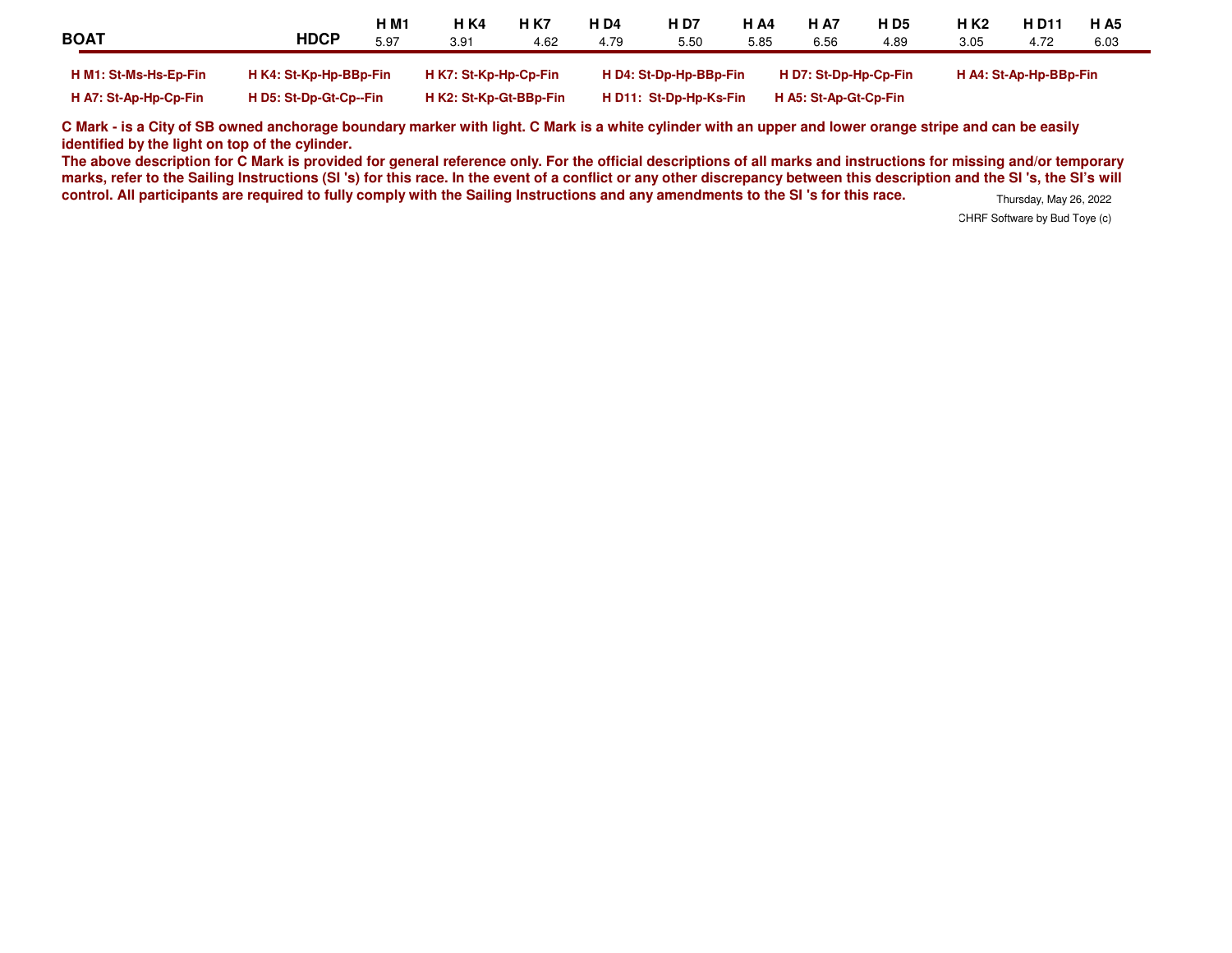| BOAT | HDCP | H M1 | H K4 | H K7 | H D4 | H D7 | H A4 | H A7 | H D5 | H K2 | H D11 | H A5 |
|---|---|---|---|---|---|---|---|---|---|---|---|---|
| | | 5.97 | 3.91 | 4.62 | 4.79 | 5.50 | 5.85 | 6.56 | 4.89 | 3.05 | 4.72 | 6.03 |

**H M1: St-Ms-Hs-Ep-Fin** **H K4: St-Kp-Hp-BBp-Fin** **H K7: St-Kp-Hp-Cp-Fin** **H D4: St-Dp-Hp-BBp-Fin** **H D7: St-Dp-Hp-Cp-Fin** **H A4: St-Ap-Hp-BBp-Fin**

**H A7: St-Ap-Hp-Cp-Fin** **H D5: St-Dp-Gt-Cp--Fin** **H K2: St-Kp-Gt-BBp-Fin** **H D11: St-Dp-Hp-Ks-Fin** **H A5: St-Ap-Gt-Cp-Fin**

**C Mark - is a City of SB owned anchorage boundary marker with light. C Mark is a white cylinder with an upper and lower orange stripe and can be easily identified by the light on top of the cylinder.**

**The above description for C Mark is provided for general reference only. For the official descriptions of all marks and instructions for missing and/or temporary marks, refer to the Sailing Instructions (SI 's) for this race. In the event of a conflict or any other discrepancy between this description and the SI 's, the SI's will control. All participants are required to fully comply with the Sailing Instructions and any amendments to the SI 's for this race.**

Thursday, May 26, 2022

CHRF Software by Bud Toye (c)